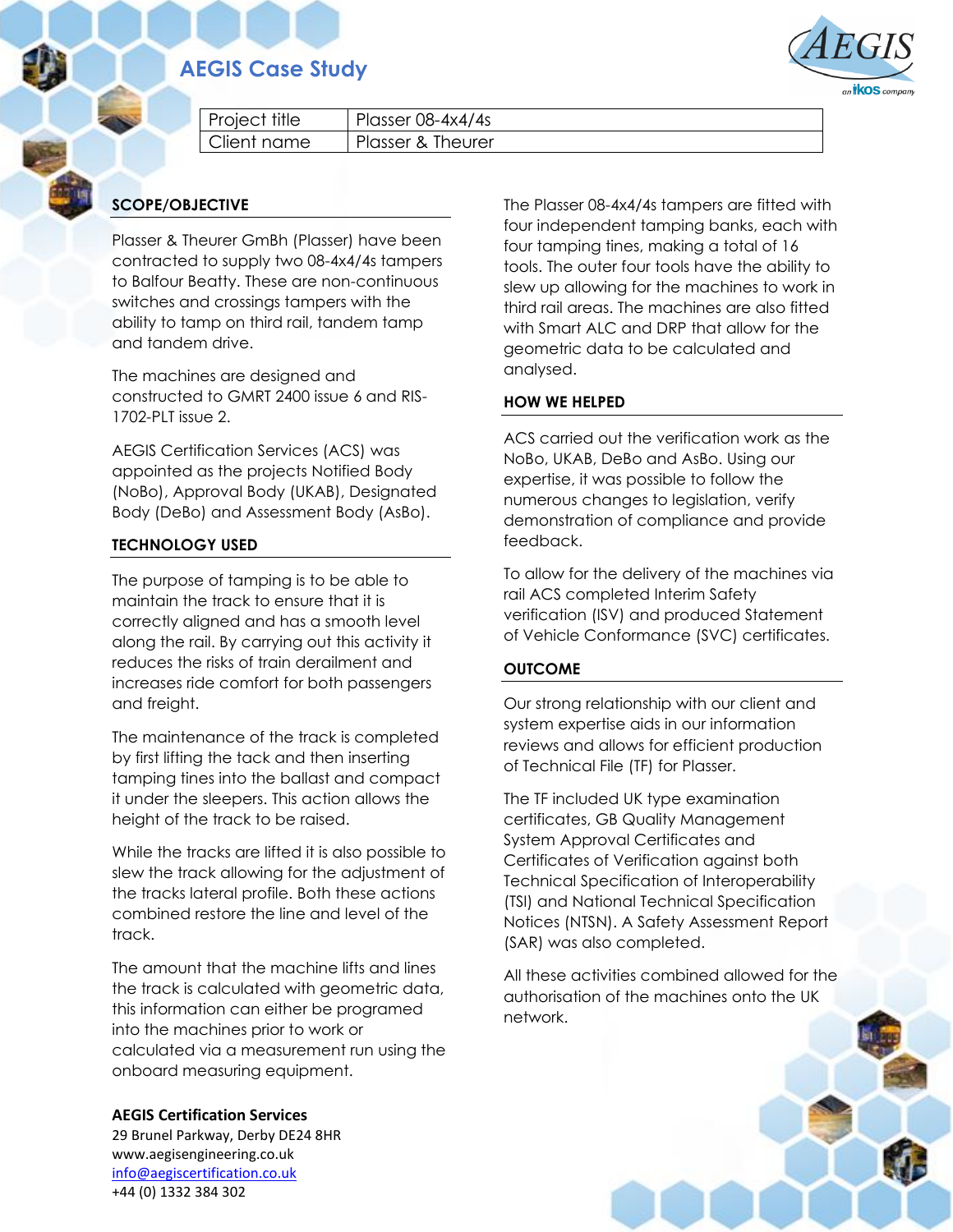# AEGIS Case Study

| Project title | Plasser 08-4x4/4s |
| --- | --- |
| Client name | Plasser & Theurer |

## SCOPE/OBJECTIVE

Plasser & Theurer GmbH (Plasser) have been contracted to supply two 08-4x4/4s tampers to Balfour Beatty. These are non-continuous switches and crossings tampers with the ability to tamp on third rail, tandem tamp and tandem drive.

The machines are designed and constructed to GMRT 2400 issue 6 and RIS-1702-PLT issue 2.

AEGIS Certification Services (ACS) was appointed as the projects Notified Body (NoBo), Approval Body (UKAB), Designated Body (DeBo) and Assessment Body (AsBo).

## TECHNOLOGY USED

The purpose of tamping is to be able to maintain the track to ensure that it is correctly aligned and has a smooth level along the rail. By carrying out this activity it reduces the risks of train derailment and increases ride comfort for both passengers and freight.

The maintenance of the track is completed by first lifting the tack and then inserting tamping tines into the ballast and compact it under the sleepers. This action allows the height of the track to be raised.

While the tracks are lifted it is also possible to slew the track allowing for the adjustment of the tracks lateral profile. Both these actions combined restore the line and level of the track.

The amount that the machine lifts and lines the track is calculated with geometric data, this information can either be programed into the machines prior to work or calculated via a measurement run using the onboard measuring equipment.

The Plasser 08-4x4/4s tampers are fitted with four independent tamping banks, each with four tamping tines, making a total of 16 tools. The outer four tools have the ability to slew up allowing for the machines to work in third rail areas. The machines are also fitted with Smart ALC and DRP that allow for the geometric data to be calculated and analysed.

## HOW WE HELPED

ACS carried out the verification work as the NoBo, UKAB, DeBo and AsBo. Using our expertise, it was possible to follow the numerous changes to legislation, verify demonstration of compliance and provide feedback.

To allow for the delivery of the machines via rail ACS completed Interim Safety verification (ISV) and produced Statement of Vehicle Conformance (SVC) certificates.

## OUTCOME

Our strong relationship with our client and system expertise aids in our information reviews and allows for efficient production of Technical File (TF) for Plasser.

The TF included UK type examination certificates, GB Quality Management System Approval Certificates and Certificates of Verification against both Technical Specification of Interoperability (TSI) and National Technical Specification Notices (NTSN). A Safety Assessment Report (SAR) was also completed.

All these activities combined allowed for the authorisation of the machines onto the UK network.

**AEGIS Certification Services**
29 Brunel Parkway, Derby DE24 8HR
www.aegisengineering.co.uk
info@aegiscertification.co.uk
+44 (0) 1332 384 302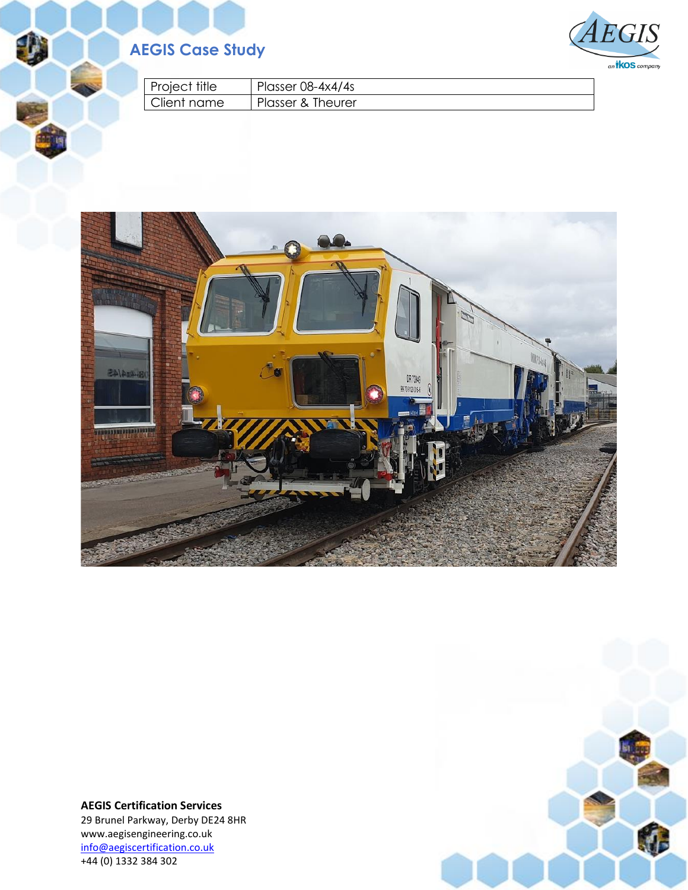## AEGIS Case Study

| | |
|---|---|
| Project title | Plasser 08-4x4/4s |
| Client name | Plasser & Theurer |

**AEGIS Certification Services**
29 Brunel Parkway, Derby DE24 8HR
www.aegisengineering.co.uk
info@aegiscertification.co.uk
+44 (0) 1332 384 302